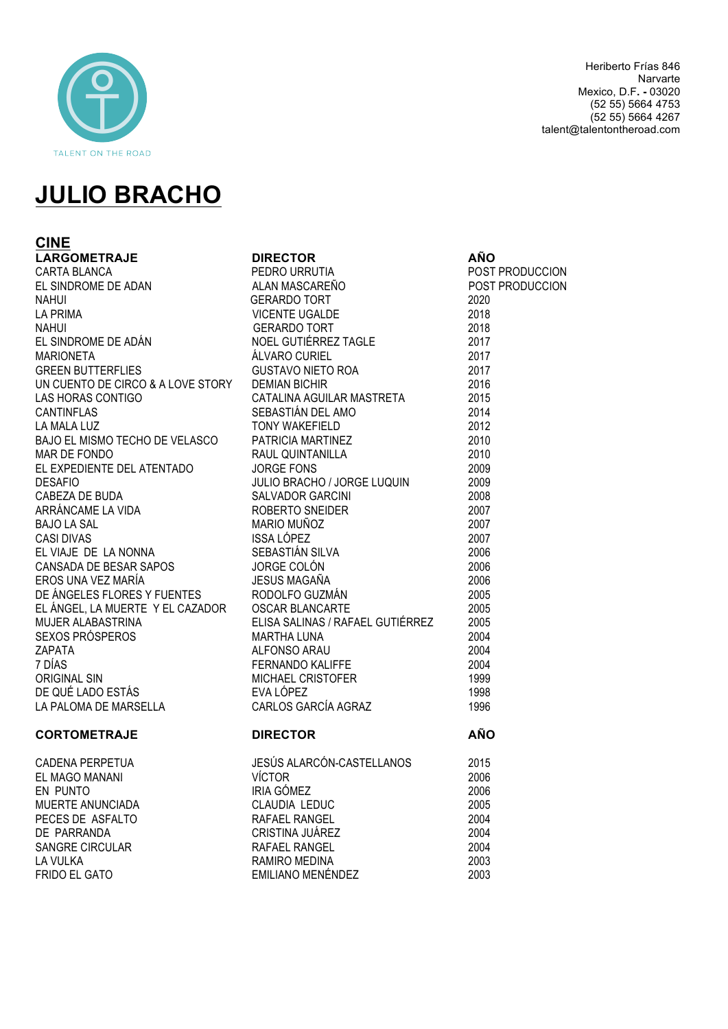TALENT ON THE ROAD

Heriberto Frías 846
Narvarte
Mexico, D.F. - 03020
(52 55) 5664 4753
(52 55) 5664 4267
talent@talentontheroad.com

# JULIO BRACHO

## CINE

| LARGOMETRAJE | DIRECTOR | AÑO |
|---|---|---|
| CARTA BLANCA | PEDRO URRUTIA | POST PRODUCCION |
| EL SINDROME DE ADAN | ALAN MASCAREÑO | POST PRODUCCION |
| NAHUI | GERARDO TORT | 2020 |
| LA PRIMA | VICENTE UGALDE | 2018 |
| NAHUI | GERARDO TORT | 2018 |
| EL SINDROME DE ADÁN | NOEL GUTIÉRREZ TAGLE | 2017 |
| MARIONETA | ÁLVARO CURIEL | 2017 |
| GREEN BUTTERFLIES | GUSTAVO NIETO ROA | 2017 |
| UN CUENTO DE CIRCO & A LOVE STORY | DEMIAN BICHIR | 2016 |
| LAS HORAS CONTIGO | CATALINA AGUILAR MASTRETA | 2015 |
| CANTINFLAS | SEBASTIÁN DEL AMO | 2014 |
| LA MALA LUZ | TONY WAKEFIELD | 2012 |
| BAJO EL MISMO TECHO DE VELASCO | PATRICIA MARTINEZ | 2010 |
| MAR DE FONDO | RAUL QUINTANILLA | 2010 |
| EL EXPEDIENTE DEL ATENTADO | JORGE FONS | 2009 |
| DESAFIO | JULIO BRACHO / JORGE LUQUIN | 2009 |
| CABEZA DE BUDA | SALVADOR GARCINI | 2008 |
| ARRÁNCAME LA VIDA | ROBERTO SNEIDER | 2007 |
| BAJO LA SAL | MARIO MUÑOZ | 2007 |
| CASI DIVAS | ISSA LÓPEZ | 2007 |
| EL VIAJE DE LA NONNA | SEBASTIÁN SILVA | 2006 |
| CANSADA DE BESAR SAPOS | JORGE COLÓN | 2006 |
| EROS UNA VEZ MARÍA | JESUS MAGAÑA | 2006 |
| DE ÁNGELES FLORES Y FUENTES | RODOLFO GUZMÁN | 2005 |
| EL ÁNGEL, LA MUERTE Y EL CAZADOR | OSCAR BLANCARTE | 2005 |
| MUJER ALABASTRINA | ELISA SALINAS / RAFAEL GUTIÉRREZ | 2005 |
| SEXOS PRÓSPEROS | MARTHA LUNA | 2004 |
| ZAPATA | ALFONSO ARAU | 2004 |
| 7 DÍAS | FERNANDO KALIFFE | 2004 |
| ORIGINAL SIN | MICHAEL CRISTOFER | 1999 |
| DE QUÉ LADO ESTÁS | EVA LÓPEZ | 1998 |
| LA PALOMA DE MARSELLA | CARLOS GARCÍA AGRAZ | 1996 |

| CORTOMETRAJE | DIRECTOR | AÑO |
|---|---|---|
| CADENA PERPETUA | JESÚS ALARCÓN-CASTELLANOS | 2015 |
| EL MAGO MANANI | VÍCTOR | 2006 |
| EN PUNTO | IRIA GÓMEZ | 2006 |
| MUERTE ANUNCIADA | CLAUDIA LEDUC | 2005 |
| PECES DE ASFALTO | RAFAEL RANGEL | 2004 |
| DE PARRANDA | CRISTINA JUÁREZ | 2004 |
| SANGRE CIRCULAR | RAFAEL RANGEL | 2004 |
| LA VULKA | RAMIRO MEDINA | 2003 |
| FRIDO EL GATO | EMILIANO MENÉNDEZ | 2003 |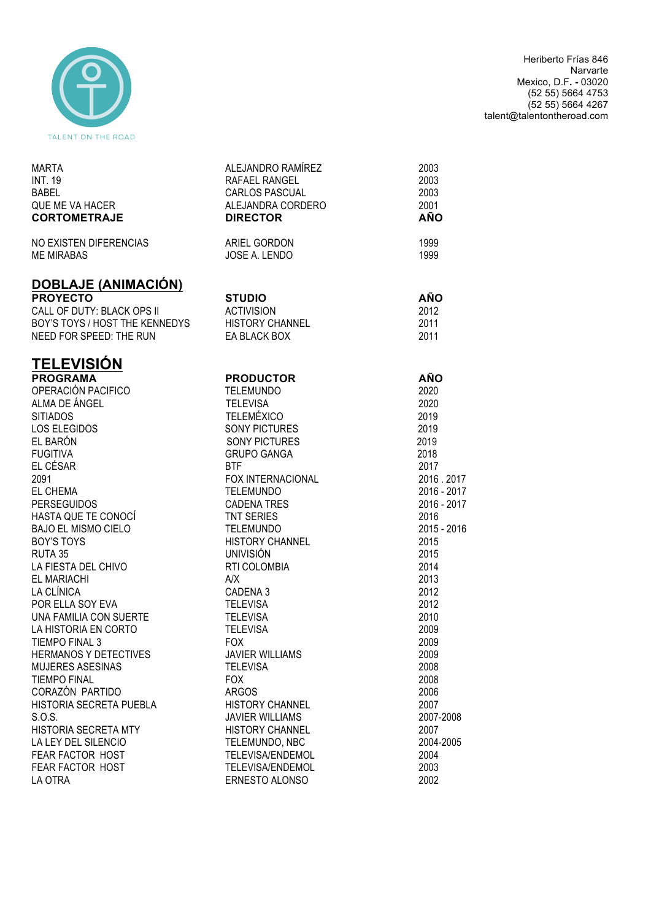TALENT ON THE ROAD

Heriberto Frías 846
Narvarte
Mexico, D.F. - 03020
(52 55) 5664 4753
(52 55) 5664 4267
talent@talentontheroad.com

| | | |
|---|---|---|
| MARTA | ALEJANDRO RAMÍREZ | 2003 |
| INT. 19 | RAFAEL RANGEL | 2003 |
| BABEL | CARLOS PASCUAL | 2003 |
| QUE ME VA HACER | ALEJANDRA CORDERO | 2001 |
| **CORTOMETRAJE** | **DIRECTOR** | **AÑO** |
| NO EXISTEN DIFERENCIAS | ARIEL GORDON | 1999 |
| ME MIRABAS | JOSE A. LENDO | 1999 |

## DOBLAJE (ANIMACIÓN)

| **PROYECTO** | **STUDIO** | **AÑO** |
|---|---|---|
| CALL OF DUTY: BLACK OPS II | ACTIVISION | 2012 |
| BOY'S TOYS / HOST THE KENNEDYS | HISTORY CHANNEL | 2011 |
| NEED FOR SPEED: THE RUN | EA BLACK BOX | 2011 |

## TELEVISIÓN

| **PROGRAMA** | **PRODUCTOR** | **AÑO** |
|---|---|---|
| OPERACIÓN PACIFICO | TELEMUNDO | 2020 |
| ALMA DE ÁNGEL | TELEVISA | 2020 |
| SITIADOS | TELEMÉXICO | 2019 |
| LOS ELEGIDOS | SONY PICTURES | 2019 |
| EL BARÓN | SONY PICTURES | 2019 |
| FUGITIVA | GRUPO GANGA | 2018 |
| EL CÉSAR | BTF | 2017 |
| 2091 | FOX INTERNACIONAL | 2016 . 2017 |
| EL CHEMA | TELEMUNDO | 2016 - 2017 |
| PERSEGUIDOS | CADENA TRES | 2016 - 2017 |
| HASTA QUE TE CONOCÍ | TNT SERIES | 2016 |
| BAJO EL MISMO CIELO | TELEMUNDO | 2015 - 2016 |
| BOY'S TOYS | HISTORY CHANNEL | 2015 |
| RUTA 35 | UNIVISIÓN | 2015 |
| LA FIESTA DEL CHIVO | RTI COLOMBIA | 2014 |
| EL MARIACHI | A/X | 2013 |
| LA CLÍNICA | CADENA 3 | 2012 |
| POR ELLA SOY EVA | TELEVISA | 2012 |
| UNA FAMILIA CON SUERTE | TELEVISA | 2010 |
| LA HISTORIA EN CORTO | TELEVISA | 2009 |
| TIEMPO FINAL 3 | FOX | 2009 |
| HERMANOS Y DETECTIVES | JAVIER WILLIAMS | 2009 |
| MUJERES ASESINAS | TELEVISA | 2008 |
| TIEMPO FINAL | FOX | 2008 |
| CORAZÓN PARTIDO | ARGOS | 2006 |
| HISTORIA SECRETA PUEBLA | HISTORY CHANNEL | 2007 |
| S.O.S. | JAVIER WILLIAMS | 2007-2008 |
| HISTORIA SECRETA MTY | HISTORY CHANNEL | 2007 |
| LA LEY DEL SILENCIO | TELEMUNDO, NBC | 2004-2005 |
| FEAR FACTOR HOST | TELEVISA/ENDEMOL | 2004 |
| FEAR FACTOR HOST | TELEVISA/ENDEMOL | 2003 |
| LA OTRA | ERNESTO ALONSO | 2002 |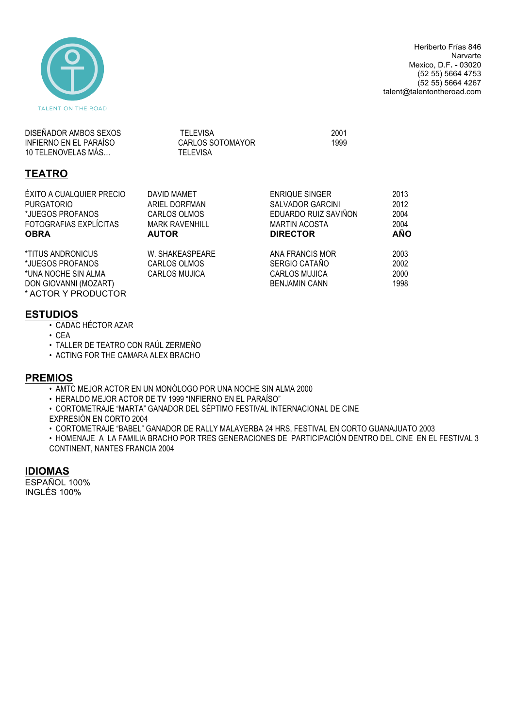TALENT ON THE ROAD

Heriberto Frías 846
Narvarte
Mexico, D.F. - 03020
(52 55) 5664 4753
(52 55) 5664 4267
talent@talentontheroad.com

| | | |
|---|---|---|
| DISEÑADOR AMBOS SEXOS | TELEVISA | 2001 |
| INFIERNO EN EL PARAÍSO | CARLOS SOTOMAYOR | 1999 |
| 10 TELENOVELAS MÁS… | TELEVISA | |

## TEATRO

| | | | |
|---|---|---|---|
| ÉXITO A CUALQUIER PRECIO | DAVID MAMET | ENRIQUE SINGER | 2013 |
| PURGATORIO | ARIEL DORFMAN | SALVADOR GARCINI | 2012 |
| *JUEGOS PROFANOS | CARLOS OLMOS | EDUARDO RUIZ SAVIÑON | 2004 |
| FOTOGRAFIAS EXPLÍCITAS | MARK RAVENHILL | MARTIN ACOSTA | 2004 |
| **OBRA** | **AUTOR** | **DIRECTOR** | **AÑO** |
| *TITUS ANDRONICUS | W. SHAKEASPEARE | ANA FRANCIS MOR | 2003 |
| *JUEGOS PROFANOS | CARLOS OLMOS | SERGIO CATAÑO | 2002 |
| *UNA NOCHE SIN ALMA | CARLOS MUJICA | CARLOS MUJICA | 2000 |
| DON GIOVANNI (MOZART) | | BENJAMIN CANN | 1998 |

* ACTOR Y PRODUCTOR

## ESTUDIOS

- CADAC HÉCTOR AZAR
- CEA
- TALLER DE TEATRO CON RAÚL ZERMEÑO
- ACTING FOR THE CAMARA ALEX BRACHO

## PREMIOS

- AMTC MEJOR ACTOR EN UN MONÓLOGO POR UNA NOCHE SIN ALMA 2000
- HERALDO MEJOR ACTOR DE TV 1999 "INFIERNO EN EL PARAÍSO"
- CORTOMETRAJE "MARTA" GANADOR DEL SÉPTIMO FESTIVAL INTERNACIONAL DE CINE EXPRESIÓN EN CORTO 2004
- CORTOMETRAJE "BABEL" GANADOR DE RALLY MALAYERBA 24 HRS, FESTIVAL EN CORTO GUANAJUATO 2003
- HOMENAJE A LA FAMILIA BRACHO POR TRES GENERACIONES DE PARTICIPACIÓN DENTRO DEL CINE EN EL FESTIVAL 3 CONTINENT, NANTES FRANCIA 2004

## IDIOMAS

ESPAÑOL 100%
INGLÉS 100%